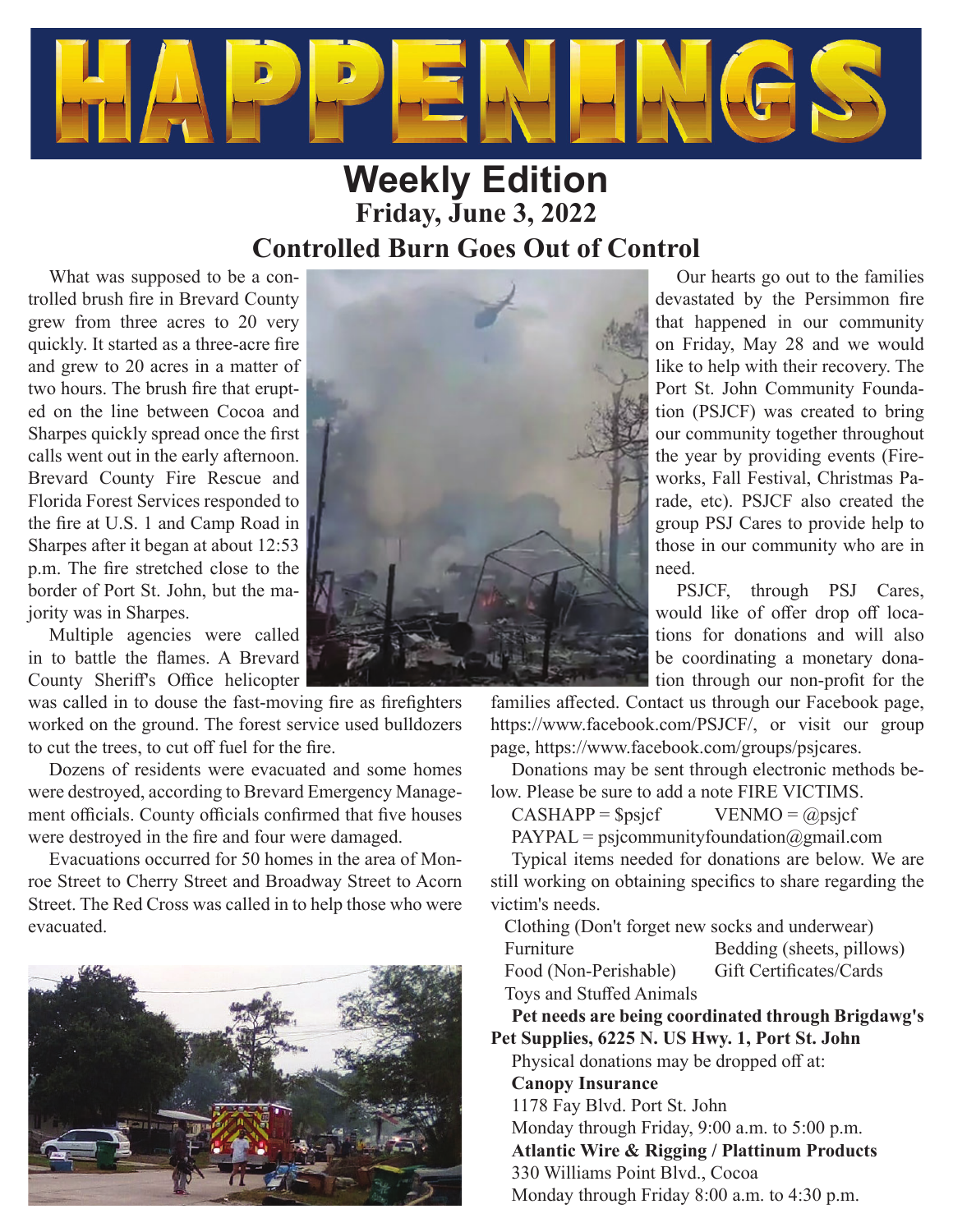# HAPPENINGS

## Weekly Edition

**Friday, June 3, 2022**

## Controlled Burn Goes Out of Control

What was supposed to be a controlled brush fire in Brevard County grew from three acres to 20 very quickly. It started as a three-acre fire and grew to 20 acres in a matter of two hours. The brush fire that erupted on the line between Cocoa and Sharpes quickly spread once the first calls went out in the early afternoon. Brevard County Fire Rescue and Florida Forest Services responded to the fire at U.S. 1 and Camp Road in Sharpes after it began at about 12:53 p.m. The fire stretched close to the border of Port St. John, but the majority was in Sharpes.

Multiple agencies were called in to battle the flames. A Brevard County Sheriff's Office helicopter was called in to douse the fast-moving fire as firefighters worked on the ground. The forest service used bulldozers to cut the trees, to cut off fuel for the fire.

Dozens of residents were evacuated and some homes were destroyed, according to Brevard Emergency Management officials. County officials confirmed that five houses were destroyed in the fire and four were damaged.

Evacuations occurred for 50 homes in the area of Monroe Street to Cherry Street and Broadway Street to Acorn Street. The Red Cross was called in to help those who were evacuated.

Our hearts go out to the families devastated by the Persimmon fire that happened in our community on Friday, May 28 and we would like to help with their recovery. The Port St. John Community Foundation (PSJCF) was created to bring our community together throughout the year by providing events (Fireworks, Fall Festival, Christmas Parade, etc). PSJCF also created the group PSJ Cares to provide help to those in our community who are in need.

PSJCF, through PSJ Cares, would like of offer drop off locations for donations and will also be coordinating a monetary donation through our non-profit for the families affected. Contact us through our Facebook page, https://www.facebook.com/PSJCF/, or visit our group page, https://www.facebook.com/groups/psjcares.

Donations may be sent through electronic methods below. Please be sure to add a note FIRE VICTIMS.

CASHAPP = $psjcf VENMO = @psjcf

PAYPAL = psjcommunityfoundation@gmail.com

Typical items needed for donations are below. We are still working on obtaining specifics to share regarding the victim's needs.

- Clothing (Don't forget new socks and underwear)
- Furniture
- Bedding (sheets, pillows)
- Food (Non-Perishable)
- Gift Certificates/Cards
- Toys and Stuffed Animals

**Pet needs are being coordinated through Brigdawg's Pet Supplies, 6225 N. US Hwy. 1, Port St. John**

Physical donations may be dropped off at:

**Canopy Insurance**
1178 Fay Blvd. Port St. John
Monday through Friday, 9:00 a.m. to 5:00 p.m.

**Atlantic Wire & Rigging / Plattinum Products**
330 Williams Point Blvd., Cocoa
Monday through Friday 8:00 a.m. to 4:30 p.m.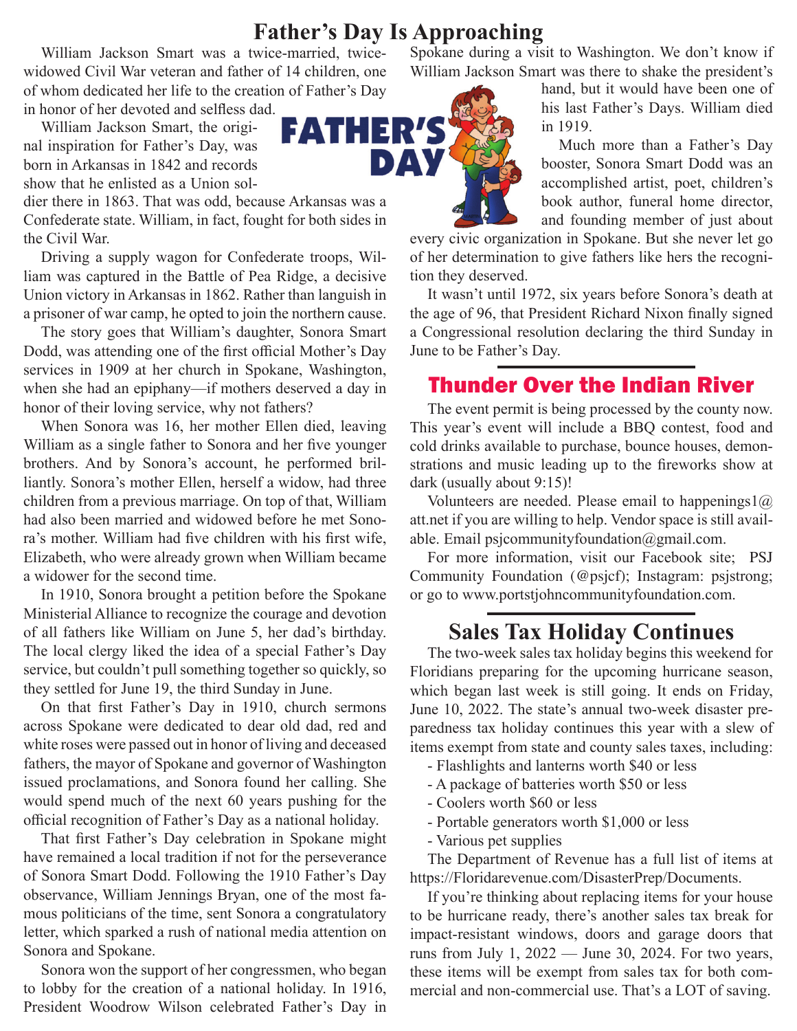# Father's Day Is Approaching

William Jackson Smart was a twice-married, twice-widowed Civil War veteran and father of 14 children, one of whom dedicated her life to the creation of Father's Day in honor of her devoted and selfless dad.

William Jackson Smart, the original inspiration for Father's Day, was born in Arkansas in 1842 and records show that he enlisted as a Union soldier there in 1863. That was odd, because Arkansas was a Confederate state. William, in fact, fought for both sides in the Civil War.

Driving a supply wagon for Confederate troops, William was captured in the Battle of Pea Ridge, a decisive Union victory in Arkansas in 1862. Rather than languish in a prisoner of war camp, he opted to join the northern cause.

The story goes that William's daughter, Sonora Smart Dodd, was attending one of the first official Mother's Day services in 1909 at her church in Spokane, Washington, when she had an epiphany—if mothers deserved a day in honor of their loving service, why not fathers?

When Sonora was 16, her mother Ellen died, leaving William as a single father to Sonora and her five younger brothers. And by Sonora's account, he performed brilliantly. Sonora's mother Ellen, herself a widow, had three children from a previous marriage. On top of that, William had also been married and widowed before he met Sonora's mother. William had five children with his first wife, Elizabeth, who were already grown when William became a widower for the second time.

In 1910, Sonora brought a petition before the Spokane Ministerial Alliance to recognize the courage and devotion of all fathers like William on June 5, her dad's birthday. The local clergy liked the idea of a special Father's Day service, but couldn't pull something together so quickly, so they settled for June 19, the third Sunday in June.

On that first Father's Day in 1910, church sermons across Spokane were dedicated to dear old dad, red and white roses were passed out in honor of living and deceased fathers, the mayor of Spokane and governor of Washington issued proclamations, and Sonora found her calling. She would spend much of the next 60 years pushing for the official recognition of Father's Day as a national holiday.

That first Father's Day celebration in Spokane might have remained a local tradition if not for the perseverance of Sonora Smart Dodd. Following the 1910 Father's Day observance, William Jennings Bryan, one of the most famous politicians of the time, sent Sonora a congratulatory letter, which sparked a rush of national media attention on Sonora and Spokane.

Sonora won the support of her congressmen, who began to lobby for the creation of a national holiday. In 1916, President Woodrow Wilson celebrated Father's Day in Spokane during a visit to Washington. We don't know if William Jackson Smart was there to shake the president's hand, but it would have been one of his last Father's Days. William died in 1919.

Much more than a Father's Day booster, Sonora Smart Dodd was an accomplished artist, poet, children's book author, funeral home director, and founding member of just about every civic organization in Spokane. But she never let go of her determination to give fathers like hers the recognition they deserved.

It wasn't until 1972, six years before Sonora's death at the age of 96, that President Richard Nixon finally signed a Congressional resolution declaring the third Sunday in June to be Father's Day.

## Thunder Over the Indian River

The event permit is being processed by the county now. This year's event will include a BBQ contest, food and cold drinks available to purchase, bounce houses, demonstrations and music leading up to the fireworks show at dark (usually about 9:15)!

Volunteers are needed. Please email to happenings1@att.net if you are willing to help. Vendor space is still available. Email psjcommunityfoundation@gmail.com.

For more information, visit our Facebook site; PSJ Community Foundation (@psjcf); Instagram: psjstrong; or go to www.portstjohncommunityfoundation.com.

## Sales Tax Holiday Continues

The two-week sales tax holiday begins this weekend for Floridians preparing for the upcoming hurricane season, which began last week is still going. It ends on Friday, June 10, 2022. The state's annual two-week disaster preparedness tax holiday continues this year with a slew of items exempt from state and county sales taxes, including:

- Flashlights and lanterns worth $40 or less
- A package of batteries worth $50 or less
- Coolers worth $60 or less
- Portable generators worth $1,000 or less
- Various pet supplies

The Department of Revenue has a full list of items at https://Floridarevenue.com/DisasterPrep/Documents.

If you're thinking about replacing items for your house to be hurricane ready, there's another sales tax break for impact-resistant windows, doors and garage doors that runs from July 1, 2022 — June 30, 2024. For two years, these items will be exempt from sales tax for both commercial and non-commercial use. That's a LOT of saving.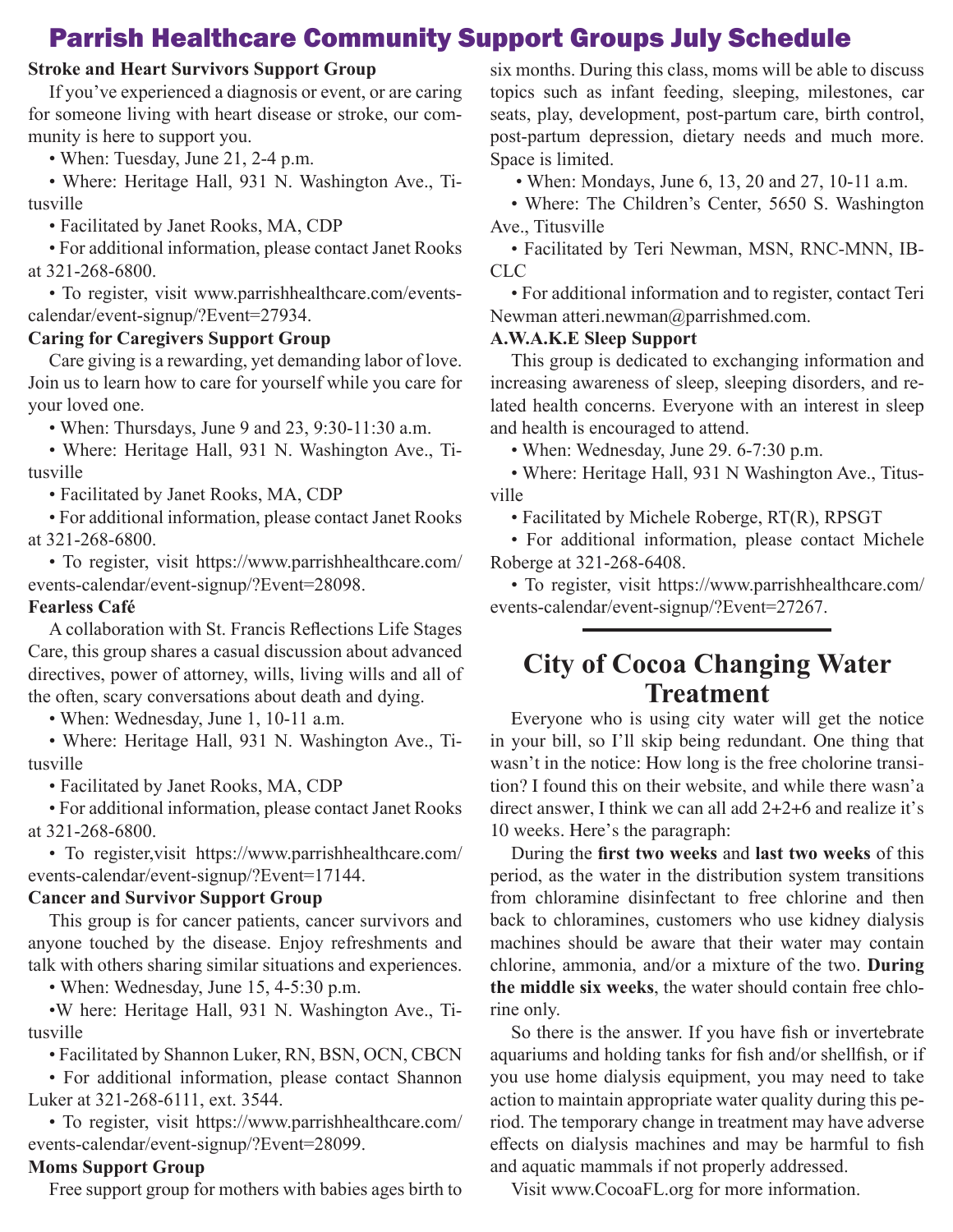# Parrish Healthcare Community Support Groups July Schedule

**Stroke and Heart Survivors Support Group**

If you've experienced a diagnosis or event, or are caring for someone living with heart disease or stroke, our community is here to support you.

- When: Tuesday, June 21, 2-4 p.m.
- Where: Heritage Hall, 931 N. Washington Ave., Titusville
- Facilitated by Janet Rooks, MA, CDP
- For additional information, please contact Janet Rooks at 321-268-6800.
- To register, visit www.parrishhealthcare.com/events-calendar/event-signup/?Event=27934.

**Caring for Caregivers Support Group**

Care giving is a rewarding, yet demanding labor of love. Join us to learn how to care for yourself while you care for your loved one.

- When: Thursdays, June 9 and 23, 9:30-11:30 a.m.
- Where: Heritage Hall, 931 N. Washington Ave., Titusville
- Facilitated by Janet Rooks, MA, CDP
- For additional information, please contact Janet Rooks at 321-268-6800.
- To register, visit https://www.parrishhealthcare.com/events-calendar/event-signup/?Event=28098.

**Fearless Café**

A collaboration with St. Francis Reflections Life Stages Care, this group shares a casual discussion about advanced directives, power of attorney, wills, living wills and all of the often, scary conversations about death and dying.

- When: Wednesday, June 1, 10-11 a.m.
- Where: Heritage Hall, 931 N. Washington Ave., Titusville
- Facilitated by Janet Rooks, MA, CDP
- For additional information, please contact Janet Rooks at 321-268-6800.
- To register,visit https://www.parrishhealthcare.com/events-calendar/event-signup/?Event=17144.

**Cancer and Survivor Support Group**

This group is for cancer patients, cancer survivors and anyone touched by the disease. Enjoy refreshments and talk with others sharing similar situations and experiences.

- When: Wednesday, June 15, 4-5:30 p.m.
- W here: Heritage Hall, 931 N. Washington Ave., Titusville
- Facilitated by Shannon Luker, RN, BSN, OCN, CBCN
- For additional information, please contact Shannon Luker at 321-268-6111, ext. 3544.
- To register, visit https://www.parrishhealthcare.com/events-calendar/event-signup/?Event=28099.

**Moms Support Group**

Free support group for mothers with babies ages birth to six months. During this class, moms will be able to discuss topics such as infant feeding, sleeping, milestones, car seats, play, development, post-partum care, birth control, post-partum depression, dietary needs and much more. Space is limited.

- When: Mondays, June 6, 13, 20 and 27, 10-11 a.m.
- Where: The Children's Center, 5650 S. Washington Ave., Titusville
- Facilitated by Teri Newman, MSN, RNC-MNN, IBCLC
- For additional information and to register, contact Teri Newman atteri.newman@parrishmed.com.

**A.W.A.K.E Sleep Support**

This group is dedicated to exchanging information and increasing awareness of sleep, sleeping disorders, and related health concerns. Everyone with an interest in sleep and health is encouraged to attend.

- When: Wednesday, June 29. 6-7:30 p.m.
- Where: Heritage Hall, 931 N Washington Ave., Titusville
- Facilitated by Michele Roberge, RT(R), RPSGT
- For additional information, please contact Michele Roberge at 321-268-6408.
- To register, visit https://www.parrishhealthcare.com/events-calendar/event-signup/?Event=27267.

---

# City of Cocoa Changing Water Treatment

Everyone who is using city water will get the notice in your bill, so I'll skip being redundant. One thing that wasn't in the notice: How long is the free cholorine transition? I found this on their website, and while there wasn'a direct answer, I think we can all add 2+2+6 and realize it's 10 weeks. Here's the paragraph:

During the **first two weeks** and **last two weeks** of this period, as the water in the distribution system transitions from chloramine disinfectant to free chlorine and then back to chloramines, customers who use kidney dialysis machines should be aware that their water may contain chlorine, ammonia, and/or a mixture of the two. **During the middle six weeks**, the water should contain free chlorine only.

So there is the answer. If you have fish or invertebrate aquariums and holding tanks for fish and/or shellfish, or if you use home dialysis equipment, you may need to take action to maintain appropriate water quality during this period. The temporary change in treatment may have adverse effects on dialysis machines and may be harmful to fish and aquatic mammals if not properly addressed.

Visit www.CocoaFL.org for more information.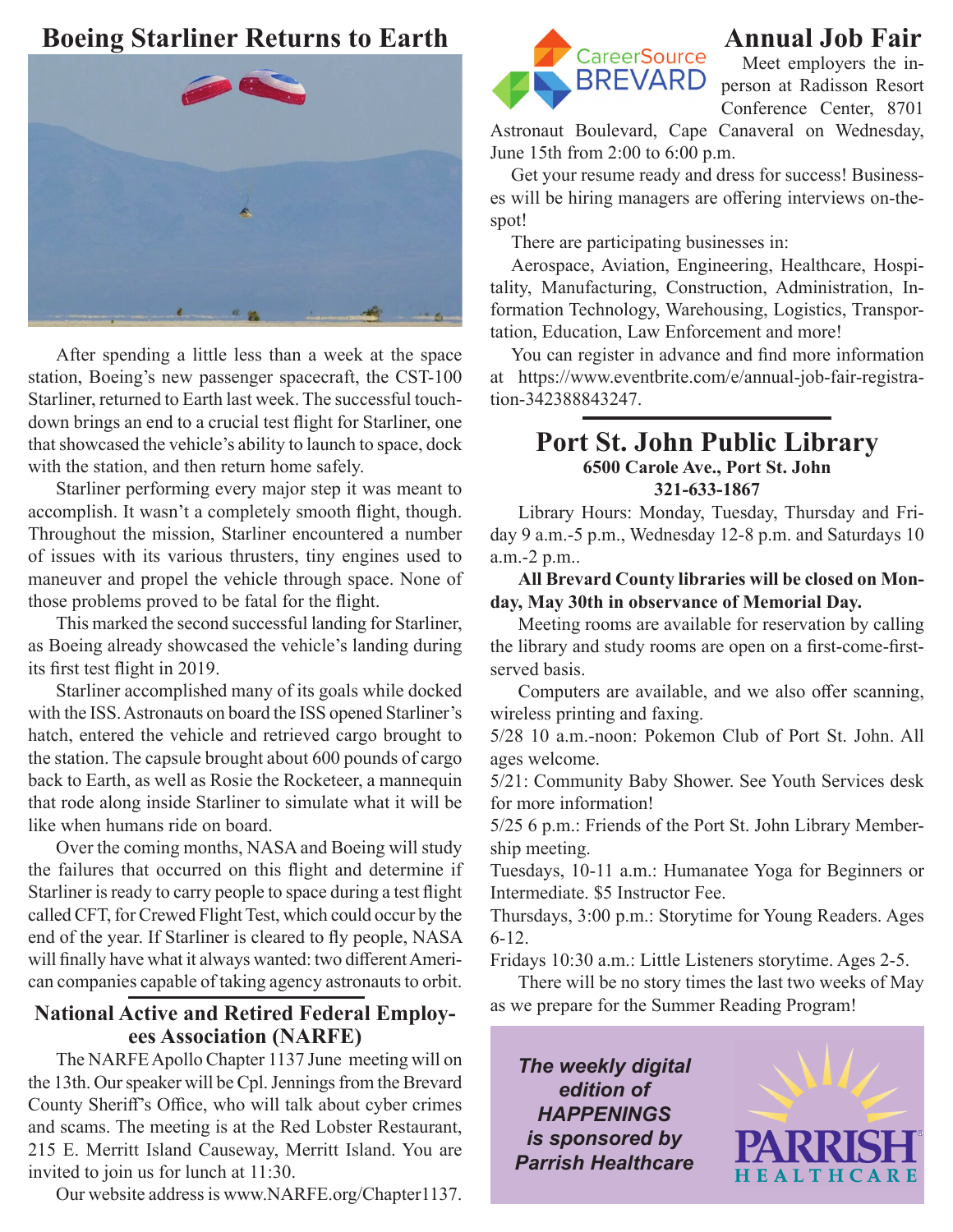## Boeing Starliner Returns to Earth

After spending a little less than a week at the space station, Boeing's new passenger spacecraft, the CST-100 Starliner, returned to Earth last week. The successful touchdown brings an end to a crucial test flight for Starliner, one that showcased the vehicle's ability to launch to space, dock with the station, and then return home safely.

Starliner performing every major step it was meant to accomplish. It wasn't a completely smooth flight, though. Throughout the mission, Starliner encountered a number of issues with its various thrusters, tiny engines used to maneuver and propel the vehicle through space. None of those problems proved to be fatal for the flight.

This marked the second successful landing for Starliner, as Boeing already showcased the vehicle's landing during its first test flight in 2019.

Starliner accomplished many of its goals while docked with the ISS. Astronauts on board the ISS opened Starliner's hatch, entered the vehicle and retrieved cargo brought to the station. The capsule brought about 600 pounds of cargo back to Earth, as well as Rosie the Rocketeer, a mannequin that rode along inside Starliner to simulate what it will be like when humans ride on board.

Over the coming months, NASA and Boeing will study the failures that occurred on this flight and determine if Starliner is ready to carry people to space during a test flight called CFT, for Crewed Flight Test, which could occur by the end of the year. If Starliner is cleared to fly people, NASA will finally have what it always wanted: two different American companies capable of taking agency astronauts to orbit.

## National Active and Retired Federal Employees Association (NARFE)

The NARFE Apollo Chapter 1137 June meeting will on the 13th. Our speaker will be Cpl. Jennings from the Brevard County Sheriff's Office, who will talk about cyber crimes and scams. The meeting is at the Red Lobster Restaurant, 215 E. Merritt Island Causeway, Merritt Island. You are invited to join us for lunch at 11:30.

Our website address is www.NARFE.org/Chapter1137.

## Annual Job Fair

CareerSource BREVARD

Meet employers the in-person at Radisson Resort Conference Center, 8701 Astronaut Boulevard, Cape Canaveral on Wednesday, June 15th from 2:00 to 6:00 p.m.

Get your resume ready and dress for success! Businesses will be hiring managers are offering interviews on-the-spot!

There are participating businesses in:

Aerospace, Aviation, Engineering, Healthcare, Hospitality, Manufacturing, Construction, Administration, Information Technology, Warehousing, Logistics, Transportation, Education, Law Enforcement and more!

You can register in advance and find more information at https://www.eventbrite.com/e/annual-job-fair-registration-342388843247.

## Port St. John Public Library

**6500 Carole Ave., Port St. John**
**321-633-1867**

Library Hours: Monday, Tuesday, Thursday and Friday 9 a.m.-5 p.m., Wednesday 12-8 p.m. and Saturdays 10 a.m.-2 p.m..

**All Brevard County libraries will be closed on Monday, May 30th in observance of Memorial Day.**

Meeting rooms are available for reservation by calling the library and study rooms are open on a first-come-first-served basis.

Computers are available, and we also offer scanning, wireless printing and faxing.

5/28 10 a.m.-noon: Pokemon Club of Port St. John. All ages welcome.

5/21: Community Baby Shower. See Youth Services desk for more information!

5/25 6 p.m.: Friends of the Port St. John Library Membership meeting.

Tuesdays, 10-11 a.m.: Humanatee Yoga for Beginners or Intermediate. $5 Instructor Fee.

Thursdays, 3:00 p.m.: Storytime for Young Readers. Ages 6-12.

Fridays 10:30 a.m.: Little Listeners storytime. Ages 2-5.

There will be no story times the last two weeks of May as we prepare for the Summer Reading Program!

***The weekly digital edition of HAPPENINGS is sponsored by Parrish Healthcare***

PARRISH HEALTHCARE